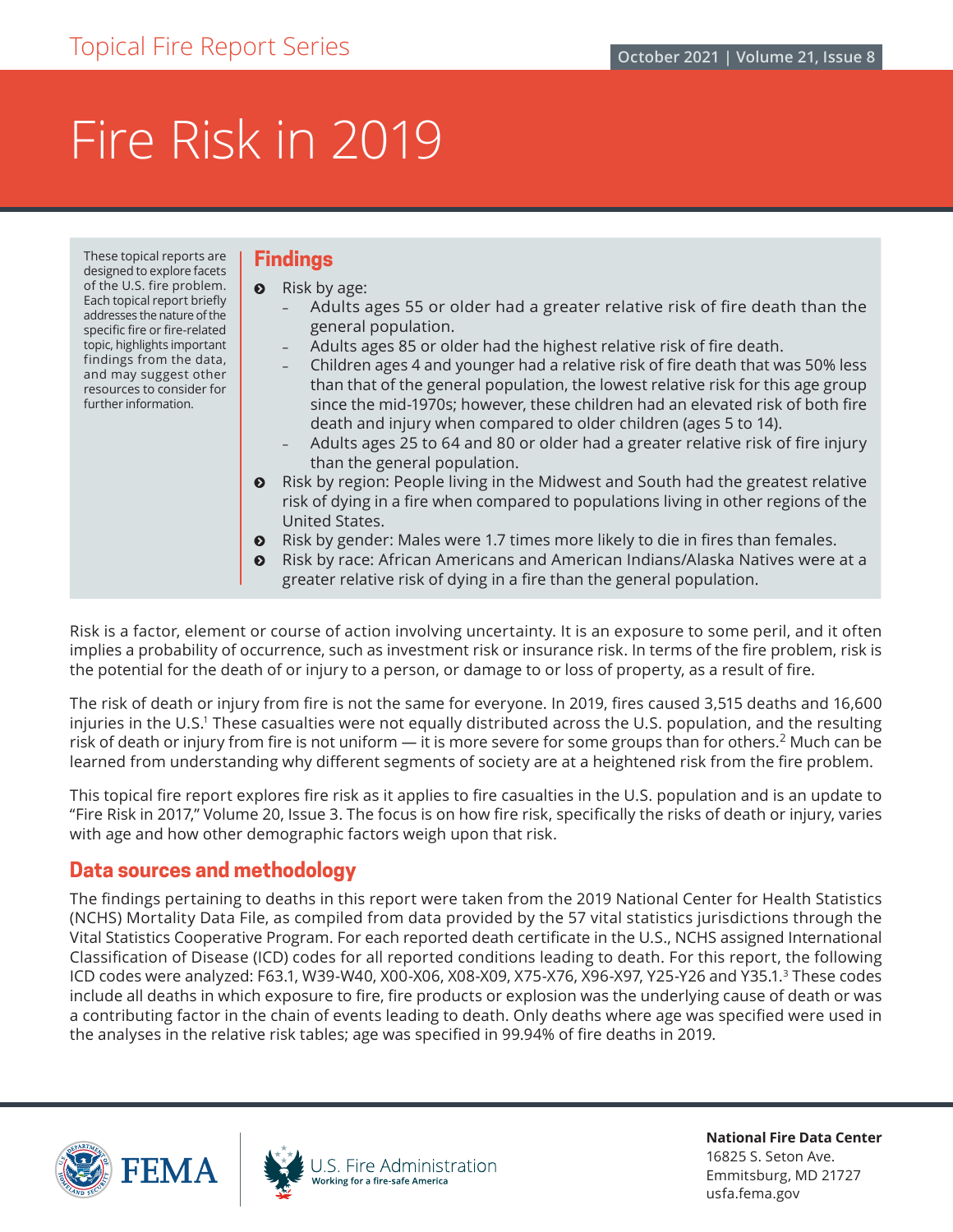Topical Fire Report Series

October 2021 | Volume 21, Issue 8

# Fire Risk in 2019

These topical reports are designed to explore facets of the U.S. fire problem. Each topical report briefly addresses the nature of the specific fire or fire-related topic, highlights important findings from the data, and may suggest other resources to consider for further information.

## Findings

- Risk by age:
  - Adults ages 55 or older had a greater relative risk of fire death than the general population.
  - Adults ages 85 or older had the highest relative risk of fire death.
  - Children ages 4 and younger had a relative risk of fire death that was 50% less than that of the general population, the lowest relative risk for this age group since the mid-1970s; however, these children had an elevated risk of both fire death and injury when compared to older children (ages 5 to 14).
  - Adults ages 25 to 64 and 80 or older had a greater relative risk of fire injury than the general population.
- Risk by region: People living in the Midwest and South had the greatest relative risk of dying in a fire when compared to populations living in other regions of the United States.
- Risk by gender: Males were 1.7 times more likely to die in fires than females.
- Risk by race: African Americans and American Indians/Alaska Natives were at a greater relative risk of dying in a fire than the general population.

Risk is a factor, element or course of action involving uncertainty. It is an exposure to some peril, and it often implies a probability of occurrence, such as investment risk or insurance risk. In terms of the fire problem, risk is the potential for the death of or injury to a person, or damage to or loss of property, as a result of fire.

The risk of death or injury from fire is not the same for everyone. In 2019, fires caused 3,515 deaths and 16,600 injuries in the U.S.[1] These casualties were not equally distributed across the U.S. population, and the resulting risk of death or injury from fire is not uniform — it is more severe for some groups than for others.[2] Much can be learned from understanding why different segments of society are at a heightened risk from the fire problem.

This topical fire report explores fire risk as it applies to fire casualties in the U.S. population and is an update to "Fire Risk in 2017," Volume 20, Issue 3. The focus is on how fire risk, specifically the risks of death or injury, varies with age and how other demographic factors weigh upon that risk.

## Data sources and methodology

The findings pertaining to deaths in this report were taken from the 2019 National Center for Health Statistics (NCHS) Mortality Data File, as compiled from data provided by the 57 vital statistics jurisdictions through the Vital Statistics Cooperative Program. For each reported death certificate in the U.S., NCHS assigned International Classification of Disease (ICD) codes for all reported conditions leading to death. For this report, the following ICD codes were analyzed: F63.1, W39-W40, X00-X06, X08-X09, X75-X76, X96-X97, Y25-Y26 and Y35.1.[3] These codes include all deaths in which exposure to fire, fire products or explosion was the underlying cause of death or was a contributing factor in the chain of events leading to death. Only deaths where age was specified were used in the analyses in the relative risk tables; age was specified in 99.94% of fire deaths in 2019.

FEMA

U.S. Fire Administration
Working for a fire-safe America

**National Fire Data Center**
16825 S. Seton Ave.
Emmitsburg, MD 21727
usfa.fema.gov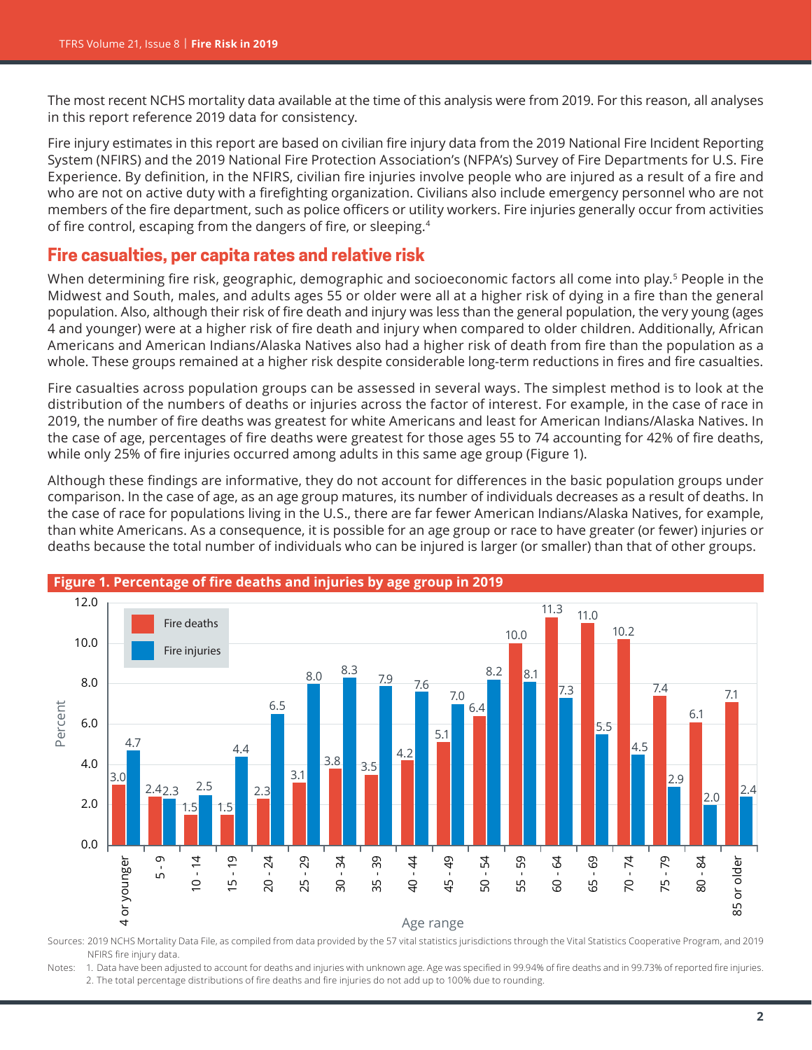The most recent NCHS mortality data available at the time of this analysis were from 2019. For this reason, all analyses in this report reference 2019 data for consistency.

Fire injury estimates in this report are based on civilian fire injury data from the 2019 National Fire Incident Reporting System (NFIRS) and the 2019 National Fire Protection Association's (NFPA's) Survey of Fire Departments for U.S. Fire Experience. By definition, in the NFIRS, civilian fire injuries involve people who are injured as a result of a fire and who are not on active duty with a firefighting organization. Civilians also include emergency personnel who are not members of the fire department, such as police officers or utility workers. Fire injuries generally occur from activities of fire control, escaping from the dangers of fire, or sleeping.[4]

## Fire casualties, per capita rates and relative risk

When determining fire risk, geographic, demographic and socioeconomic factors all come into play.[5] People in the Midwest and South, males, and adults ages 55 or older were all at a higher risk of dying in a fire than the general population. Also, although their risk of fire death and injury was less than the general population, the very young (ages 4 and younger) were at a higher risk of fire death and injury when compared to older children. Additionally, African Americans and American Indians/Alaska Natives also had a higher risk of death from fire than the population as a whole. These groups remained at a higher risk despite considerable long-term reductions in fires and fire casualties.

Fire casualties across population groups can be assessed in several ways. The simplest method is to look at the distribution of the numbers of deaths or injuries across the factor of interest. For example, in the case of race in 2019, the number of fire deaths was greatest for white Americans and least for American Indians/Alaska Natives. In the case of age, percentages of fire deaths were greatest for those ages 55 to 74 accounting for 42% of fire deaths, while only 25% of fire injuries occurred among adults in this same age group (Figure 1).

Although these findings are informative, they do not account for differences in the basic population groups under comparison. In the case of age, as an age group matures, its number of individuals decreases as a result of deaths. In the case of race for populations living in the U.S., there are far fewer American Indians/Alaska Natives, for example, than white Americans. As a consequence, it is possible for an age group or race to have greater (or fewer) injuries or deaths because the total number of individuals who can be injured is larger (or smaller) than that of other groups.

**Figure 1. Percentage of fire deaths and injuries by age group in 2019**

Fire deaths
Fire injuries

Percent: 0.0, 2.0, 4.0, 6.0, 8.0, 10.0, 12.0

Age range: 4 or younger, 5 - 9, 10 - 14, 15 - 19, 20 - 24, 25 - 29, 30 - 34, 35 - 39, 40 - 44, 45 - 49, 50 - 54, 55 - 59, 60 - 64, 65 - 69, 70 - 74, 75 - 79, 80 - 84, 85 or older

3.0 4.7 | 2.4 2.3 | 1.5 2.5 | 1.5 4.4 | 2.3 6.5 | 3.1 8.0 | 3.8 8.3 | 3.5 7.9 | 4.2 7.6 | 5.1 7.0 | 6.4 8.2 | 10.0 8.1 | 11.3 7.3 | 11.0 5.5 | 10.2 4.5 | 7.4 2.9 | 6.1 2.0 | 7.1 2.4

Sources: 2019 NCHS Mortality Data File, as compiled from data provided by the 57 vital statistics jurisdictions through the Vital Statistics Cooperative Program, and 2019 NFIRS fire injury data.

Notes: 1. Data have been adjusted to account for deaths and injuries with unknown age. Age was specified in 99.94% of fire deaths and in 99.73% of reported fire injuries.
2. The total percentage distributions of fire deaths and fire injuries do not add up to 100% due to rounding.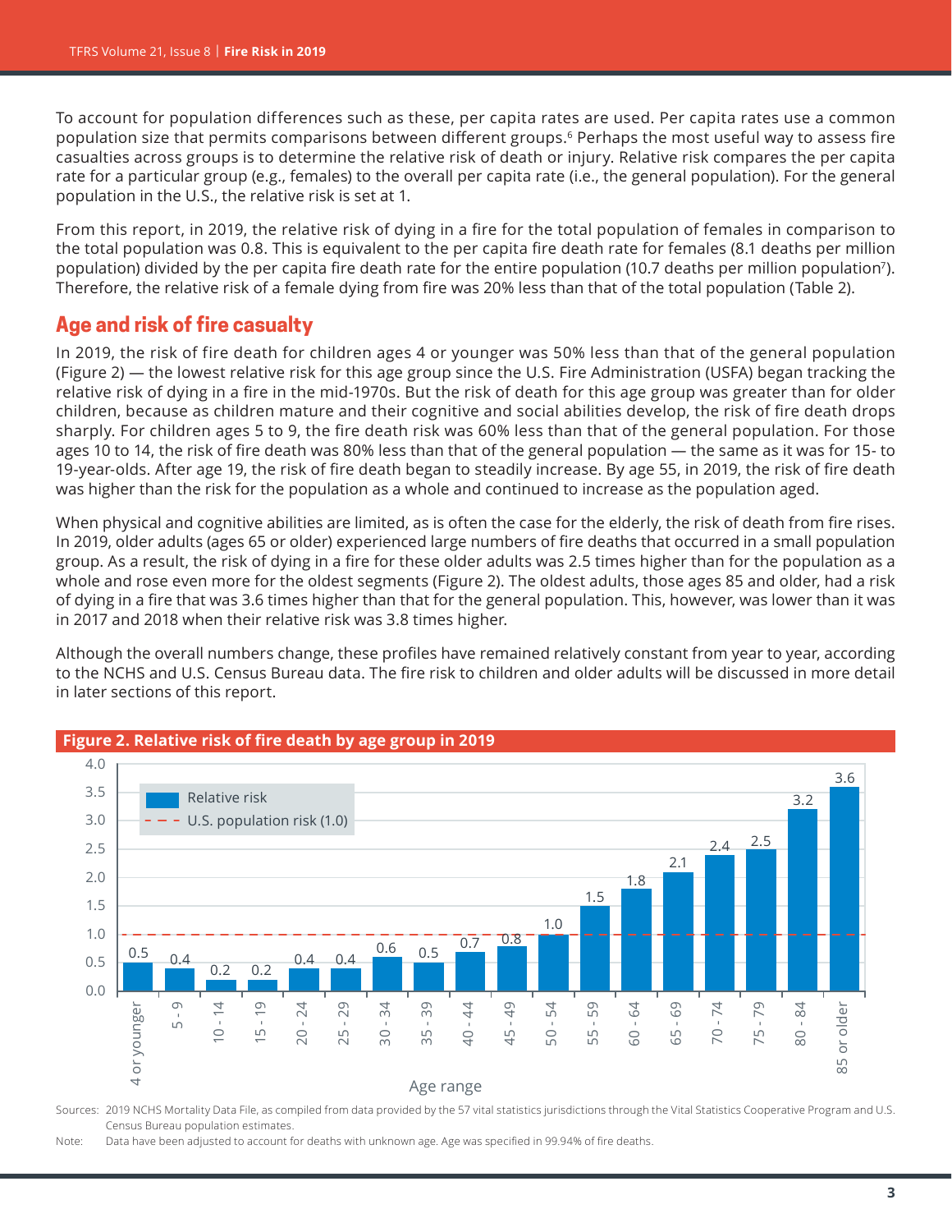To account for population differences such as these, per capita rates are used. Per capita rates use a common population size that permits comparisons between different groups.[6] Perhaps the most useful way to assess fire casualties across groups is to determine the relative risk of death or injury. Relative risk compares the per capita rate for a particular group (e.g., females) to the overall per capita rate (i.e., the general population). For the general population in the U.S., the relative risk is set at 1.

From this report, in 2019, the relative risk of dying in a fire for the total population of females in comparison to the total population was 0.8. This is equivalent to the per capita fire death rate for females (8.1 deaths per million population) divided by the per capita fire death rate for the entire population (10.7 deaths per million population[7]). Therefore, the relative risk of a female dying from fire was 20% less than that of the total population (Table 2).

## Age and risk of fire casualty

In 2019, the risk of fire death for children ages 4 or younger was 50% less than that of the general population (Figure 2) — the lowest relative risk for this age group since the U.S. Fire Administration (USFA) began tracking the relative risk of dying in a fire in the mid-1970s. But the risk of death for this age group was greater than for older children, because as children mature and their cognitive and social abilities develop, the risk of fire death drops sharply. For children ages 5 to 9, the fire death risk was 60% less than that of the general population. For those ages 10 to 14, the risk of fire death was 80% less than that of the general population — the same as it was for 15- to 19-year-olds. After age 19, the risk of fire death began to steadily increase. By age 55, in 2019, the risk of fire death was higher than the risk for the population as a whole and continued to increase as the population aged.

When physical and cognitive abilities are limited, as is often the case for the elderly, the risk of death from fire rises. In 2019, older adults (ages 65 or older) experienced large numbers of fire deaths that occurred in a small population group. As a result, the risk of dying in a fire for these older adults was 2.5 times higher than for the population as a whole and rose even more for the oldest segments (Figure 2). The oldest adults, those ages 85 and older, had a risk of dying in a fire that was 3.6 times higher than that for the general population. This, however, was lower than it was in 2017 and 2018 when their relative risk was 3.8 times higher.

Although the overall numbers change, these profiles have remained relatively constant from year to year, according to the NCHS and U.S. Census Bureau data. The fire risk to children and older adults will be discussed in more detail in later sections of this report.

**Figure 2. Relative risk of fire death by age group in 2019**

Relative risk
U.S. population risk (1.0)

4.0
3.5
3.0
2.5
2.0
1.5
1.0
0.5
0.0

4 or younger: 0.5
5 - 9: 0.4
10 - 14: 0.2
15 - 19: 0.2
20 - 24: 0.4
25 - 29: 0.4
30 - 34: 0.6
35 - 39: 0.5
40 - 44: 0.7
45 - 49: 0.8
50 - 54: 1.0
55 - 59: 1.5
60 - 64: 1.8
65 - 69: 2.1
70 - 74: 2.4
75 - 79: 2.5
80 - 84: 3.2
85 or older: 3.6

Age range

Sources: 2019 NCHS Mortality Data File, as compiled from data provided by the 57 vital statistics jurisdictions through the Vital Statistics Cooperative Program and U.S. Census Bureau population estimates.

Note: Data have been adjusted to account for deaths with unknown age. Age was specified in 99.94% of fire deaths.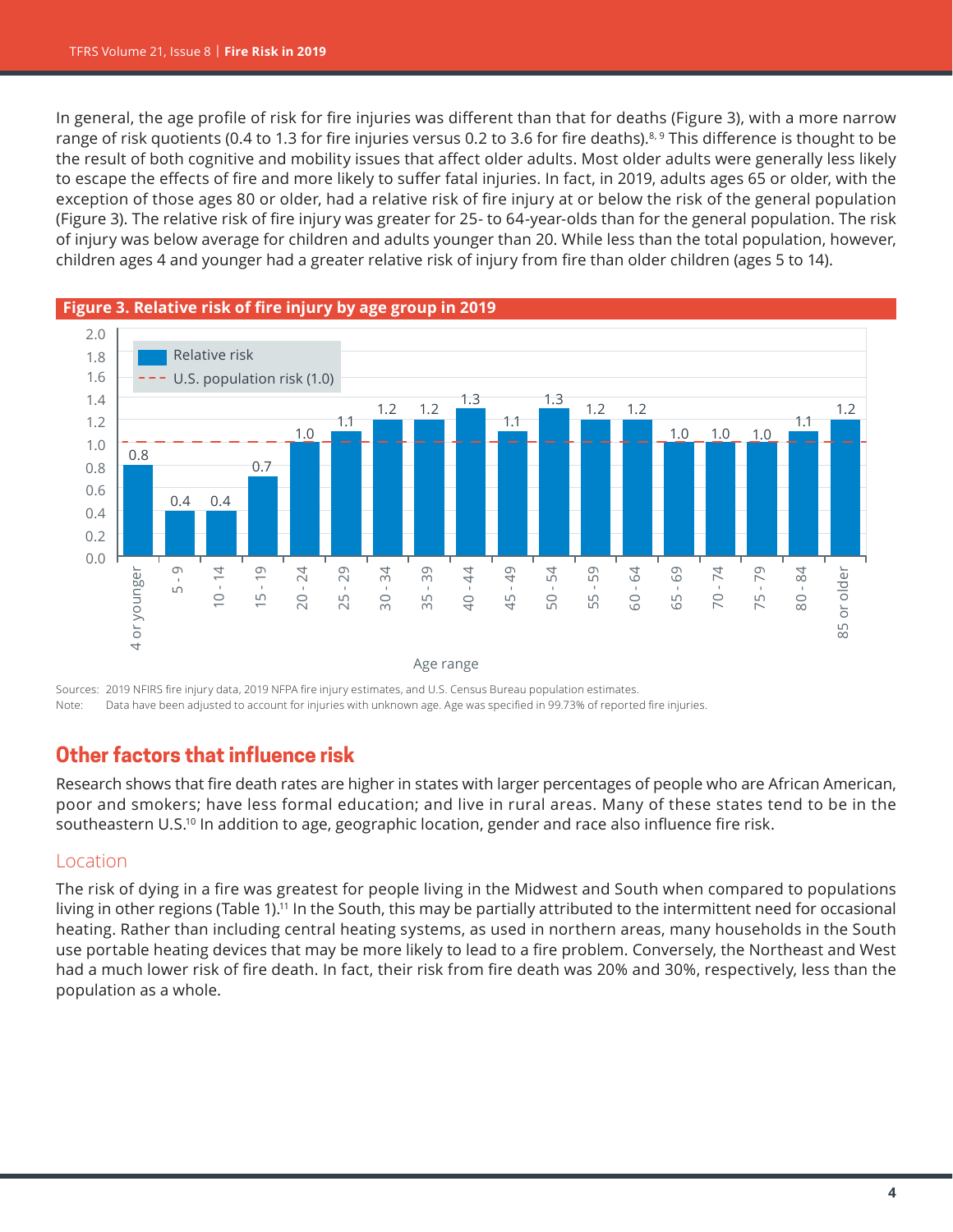In general, the age profile of risk for fire injuries was different than that for deaths (Figure 3), with a more narrow range of risk quotients (0.4 to 1.3 for fire injuries versus 0.2 to 3.6 for fire deaths).[8, 9] This difference is thought to be the result of both cognitive and mobility issues that affect older adults. Most older adults were generally less likely to escape the effects of fire and more likely to suffer fatal injuries. In fact, in 2019, adults ages 65 or older, with the exception of those ages 80 or older, had a relative risk of fire injury at or below the risk of the general population (Figure 3). The relative risk of fire injury was greater for 25- to 64-year-olds than for the general population. The risk of injury was below average for children and adults younger than 20. While less than the total population, however, children ages 4 and younger had a greater relative risk of injury from fire than older children (ages 5 to 14).

**Figure 3. Relative risk of fire injury by age group in 2019**

| Age range | Relative risk |
|---|---|
| 4 or younger | 0.8 |
| 5 - 9 | 0.4 |
| 10 - 14 | 0.4 |
| 15 - 19 | 0.7 |
| 20 - 24 | 1.0 |
| 25 - 29 | 1.1 |
| 30 - 34 | 1.2 |
| 35 - 39 | 1.2 |
| 40 - 44 | 1.3 |
| 45 - 49 | 1.1 |
| 50 - 54 | 1.3 |
| 55 - 59 | 1.2 |
| 60 - 64 | 1.2 |
| 65 - 69 | 1.0 |
| 70 - 74 | 1.0 |
| 75 - 79 | 1.0 |
| 80 - 84 | 1.1 |
| 85 or older | 1.2 |

U.S. population risk (1.0)

Sources: 2019 NFIRS fire injury data, 2019 NFPA fire injury estimates, and U.S. Census Bureau population estimates.
Note: Data have been adjusted to account for injuries with unknown age. Age was specified in 99.73% of reported fire injuries.

## Other factors that influence risk

Research shows that fire death rates are higher in states with larger percentages of people who are African American, poor and smokers; have less formal education; and live in rural areas. Many of these states tend to be in the southeastern U.S.[10] In addition to age, geographic location, gender and race also influence fire risk.

### Location

The risk of dying in a fire was greatest for people living in the Midwest and South when compared to populations living in other regions (Table 1).[11] In the South, this may be partially attributed to the intermittent need for occasional heating. Rather than including central heating systems, as used in northern areas, many households in the South use portable heating devices that may be more likely to lead to a fire problem. Conversely, the Northeast and West had a much lower risk of fire death. In fact, their risk from fire death was 20% and 30%, respectively, less than the population as a whole.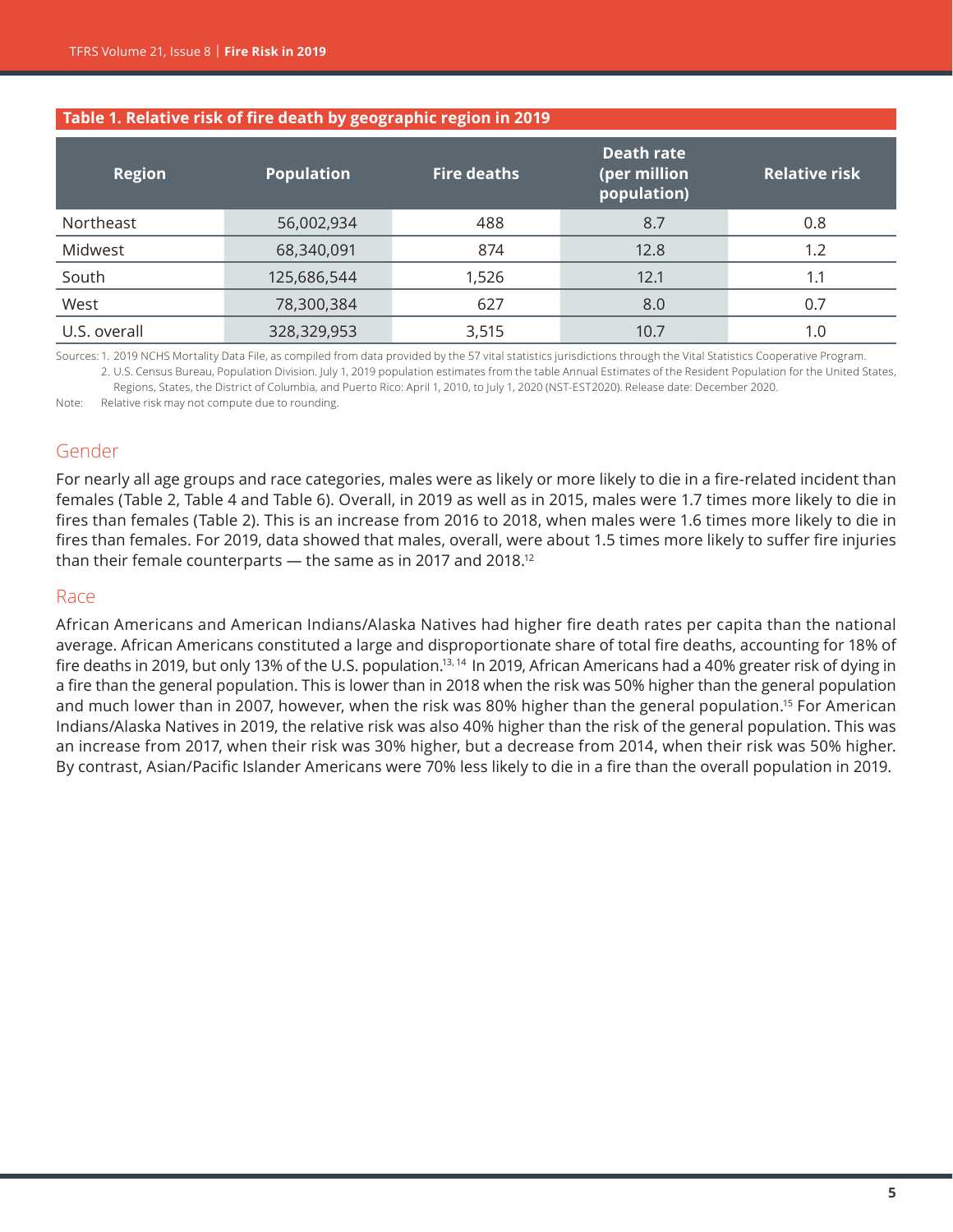**Table 1. Relative risk of fire death by geographic region in 2019**

| Region | Population | Fire deaths | Death rate (per million population) | Relative risk |
|---|---|---|---|---|
| Northeast | 56,002,934 | 488 | 8.7 | 0.8 |
| Midwest | 68,340,091 | 874 | 12.8 | 1.2 |
| South | 125,686,544 | 1,526 | 12.1 | 1.1 |
| West | 78,300,384 | 627 | 8.0 | 0.7 |
| U.S. overall | 328,329,953 | 3,515 | 10.7 | 1.0 |

Sources: 1. 2019 NCHS Mortality Data File, as compiled from data provided by the 57 vital statistics jurisdictions through the Vital Statistics Cooperative Program.
2. U.S. Census Bureau, Population Division. July 1, 2019 population estimates from the table Annual Estimates of the Resident Population for the United States, Regions, States, the District of Columbia, and Puerto Rico: April 1, 2010, to July 1, 2020 (NST-EST2020). Release date: December 2020.

Note: Relative risk may not compute due to rounding.

## Gender

For nearly all age groups and race categories, males were as likely or more likely to die in a fire-related incident than females (Table 2, Table 4 and Table 6). Overall, in 2019 as well as in 2015, males were 1.7 times more likely to die in fires than females (Table 2). This is an increase from 2016 to 2018, when males were 1.6 times more likely to die in fires than females. For 2019, data showed that males, overall, were about 1.5 times more likely to suffer fire injuries than their female counterparts — the same as in 2017 and 2018.[12]

## Race

African Americans and American Indians/Alaska Natives had higher fire death rates per capita than the national average. African Americans constituted a large and disproportionate share of total fire deaths, accounting for 18% of fire deaths in 2019, but only 13% of the U.S. population.[13, 14] In 2019, African Americans had a 40% greater risk of dying in a fire than the general population. This is lower than in 2018 when the risk was 50% higher than the general population and much lower than in 2007, however, when the risk was 80% higher than the general population.[15] For American Indians/Alaska Natives in 2019, the relative risk was also 40% higher than the risk of the general population. This was an increase from 2017, when their risk was 30% higher, but a decrease from 2014, when their risk was 50% higher. By contrast, Asian/Pacific Islander Americans were 70% less likely to die in a fire than the overall population in 2019.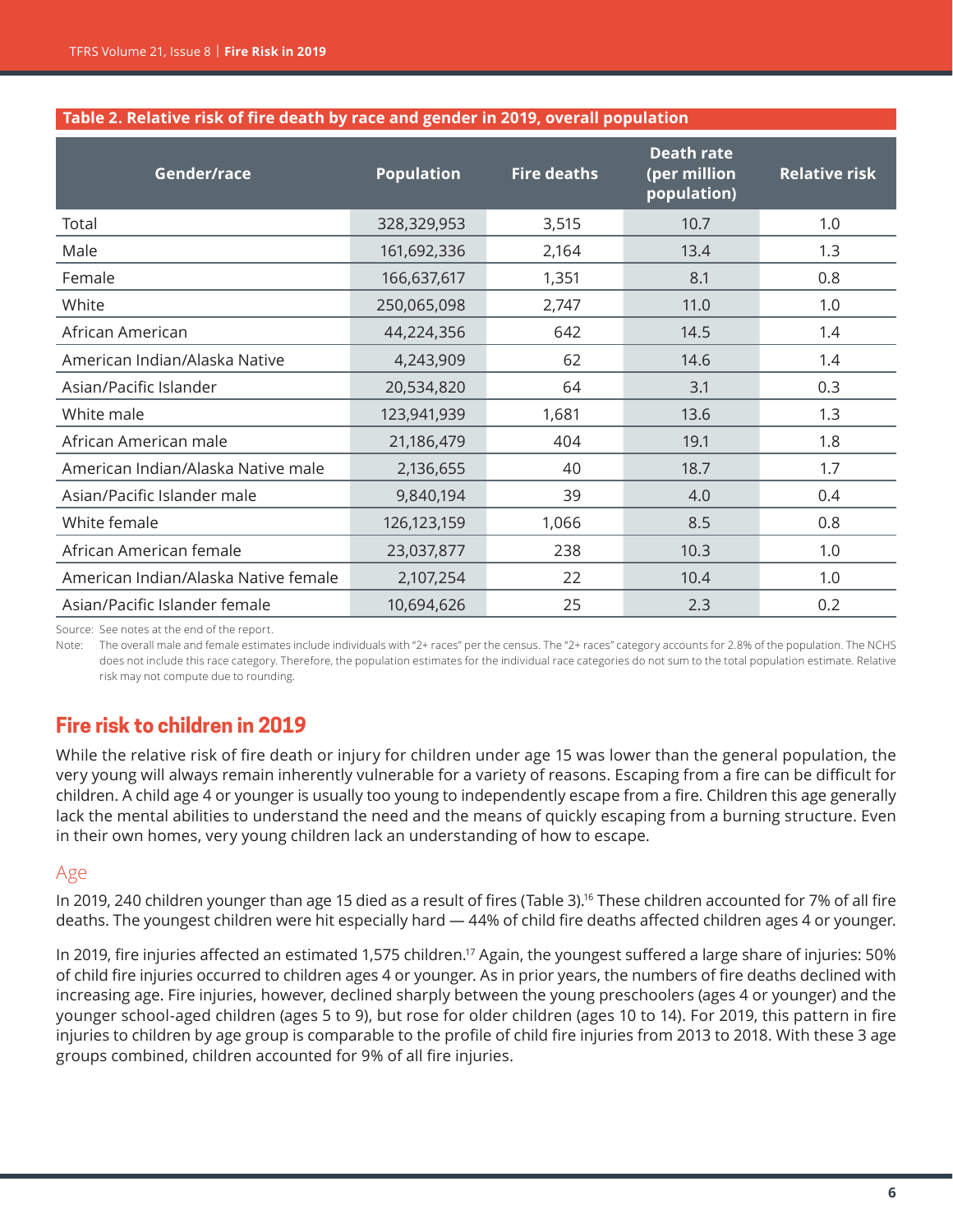**Table 2. Relative risk of fire death by race and gender in 2019, overall population**

| Gender/race | Population | Fire deaths | Death rate (per million population) | Relative risk |
|---|---|---|---|---|
| Total | 328,329,953 | 3,515 | 10.7 | 1.0 |
| Male | 161,692,336 | 2,164 | 13.4 | 1.3 |
| Female | 166,637,617 | 1,351 | 8.1 | 0.8 |
| White | 250,065,098 | 2,747 | 11.0 | 1.0 |
| African American | 44,224,356 | 642 | 14.5 | 1.4 |
| American Indian/Alaska Native | 4,243,909 | 62 | 14.6 | 1.4 |
| Asian/Pacific Islander | 20,534,820 | 64 | 3.1 | 0.3 |
| White male | 123,941,939 | 1,681 | 13.6 | 1.3 |
| African American male | 21,186,479 | 404 | 19.1 | 1.8 |
| American Indian/Alaska Native male | 2,136,655 | 40 | 18.7 | 1.7 |
| Asian/Pacific Islander male | 9,840,194 | 39 | 4.0 | 0.4 |
| White female | 126,123,159 | 1,066 | 8.5 | 0.8 |
| African American female | 23,037,877 | 238 | 10.3 | 1.0 |
| American Indian/Alaska Native female | 2,107,254 | 22 | 10.4 | 1.0 |
| Asian/Pacific Islander female | 10,694,626 | 25 | 2.3 | 0.2 |

Source: See notes at the end of the report.

Note: The overall male and female estimates include individuals with "2+ races" per the census. The "2+ races" category accounts for 2.8% of the population. The NCHS does not include this race category. Therefore, the population estimates for the individual race categories do not sum to the total population estimate. Relative risk may not compute due to rounding.

## Fire risk to children in 2019

While the relative risk of fire death or injury for children under age 15 was lower than the general population, the very young will always remain inherently vulnerable for a variety of reasons. Escaping from a fire can be difficult for children. A child age 4 or younger is usually too young to independently escape from a fire. Children this age generally lack the mental abilities to understand the need and the means of quickly escaping from a burning structure. Even in their own homes, very young children lack an understanding of how to escape.

### Age

In 2019, 240 children younger than age 15 died as a result of fires (Table 3).[16] These children accounted for 7% of all fire deaths. The youngest children were hit especially hard — 44% of child fire deaths affected children ages 4 or younger.

In 2019, fire injuries affected an estimated 1,575 children.[17] Again, the youngest suffered a large share of injuries: 50% of child fire injuries occurred to children ages 4 or younger. As in prior years, the numbers of fire deaths declined with increasing age. Fire injuries, however, declined sharply between the young preschoolers (ages 4 or younger) and the younger school-aged children (ages 5 to 9), but rose for older children (ages 10 to 14). For 2019, this pattern in fire injuries to children by age group is comparable to the profile of child fire injuries from 2013 to 2018. With these 3 age groups combined, children accounted for 9% of all fire injuries.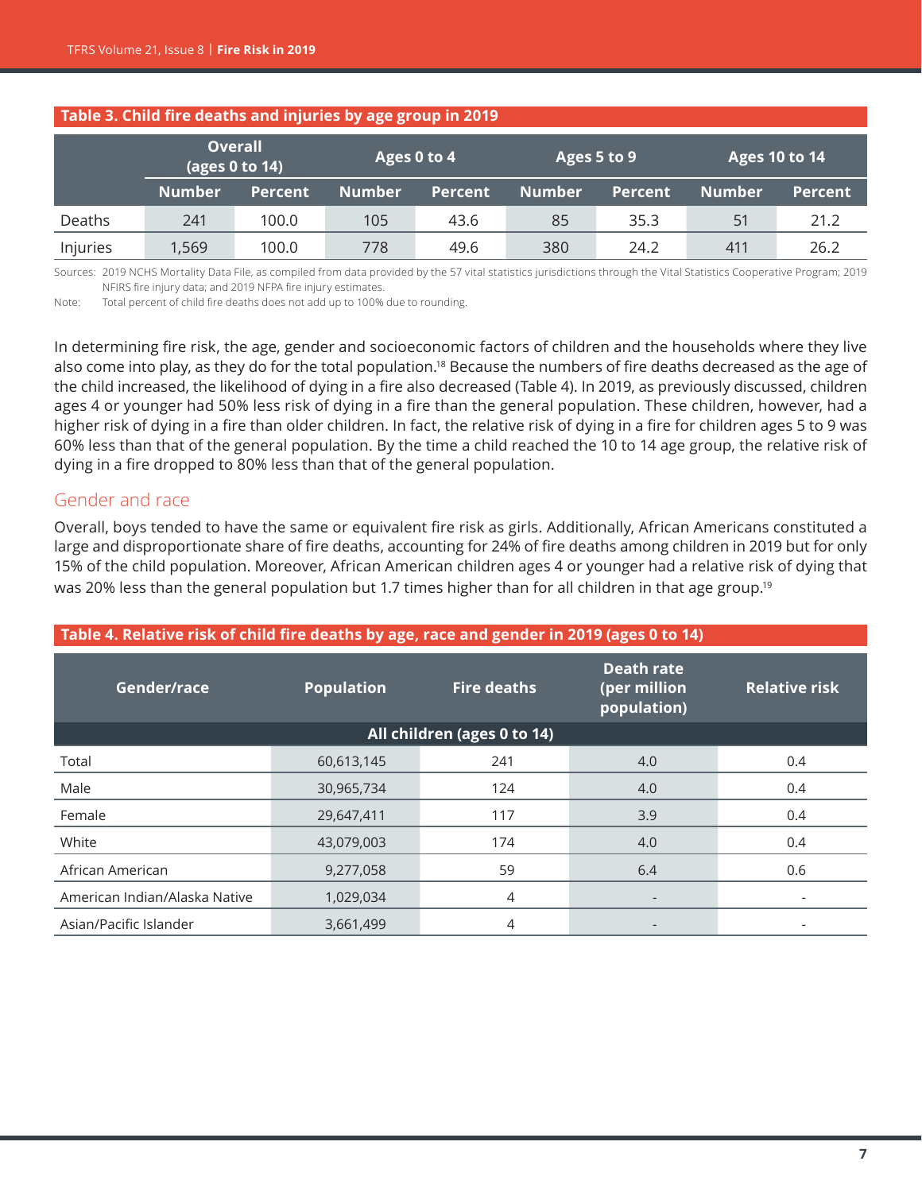**Table 3. Child fire deaths and injuries by age group in 2019**

| | Overall (ages 0 to 14) | | Ages 0 to 4 | | Ages 5 to 9 | | Ages 10 to 14 | |
|---|---|---|---|---|---|---|---|---|
| | Number | Percent | Number | Percent | Number | Percent | Number | Percent |
| Deaths | 241 | 100.0 | 105 | 43.6 | 85 | 35.3 | 51 | 21.2 |
| Injuries | 1,569 | 100.0 | 778 | 49.6 | 380 | 24.2 | 411 | 26.2 |

Sources: 2019 NCHS Mortality Data File, as compiled from data provided by the 57 vital statistics jurisdictions through the Vital Statistics Cooperative Program; 2019 NFIRS fire injury data; and 2019 NFPA fire injury estimates.

Note: Total percent of child fire deaths does not add up to 100% due to rounding.

In determining fire risk, the age, gender and socioeconomic factors of children and the households where they live also come into play, as they do for the total population.[18] Because the numbers of fire deaths decreased as the age of the child increased, the likelihood of dying in a fire also decreased (Table 4). In 2019, as previously discussed, children ages 4 or younger had 50% less risk of dying in a fire than the general population. These children, however, had a higher risk of dying in a fire than older children. In fact, the relative risk of dying in a fire for children ages 5 to 9 was 60% less than that of the general population. By the time a child reached the 10 to 14 age group, the relative risk of dying in a fire dropped to 80% less than that of the general population.

## Gender and race

Overall, boys tended to have the same or equivalent fire risk as girls. Additionally, African Americans constituted a large and disproportionate share of fire deaths, accounting for 24% of fire deaths among children in 2019 but for only 15% of the child population. Moreover, African American children ages 4 or younger had a relative risk of dying that was 20% less than the general population but 1.7 times higher than for all children in that age group.[19]

**Table 4. Relative risk of child fire deaths by age, race and gender in 2019 (ages 0 to 14)**

| Gender/race | Population | Fire deaths | Death rate (per million population) | Relative risk |
|---|---|---|---|---|
| **All children (ages 0 to 14)** | | | | |
| Total | 60,613,145 | 241 | 4.0 | 0.4 |
| Male | 30,965,734 | 124 | 4.0 | 0.4 |
| Female | 29,647,411 | 117 | 3.9 | 0.4 |
| White | 43,079,003 | 174 | 4.0 | 0.4 |
| African American | 9,277,058 | 59 | 6.4 | 0.6 |
| American Indian/Alaska Native | 1,029,034 | 4 | - | - |
| Asian/Pacific Islander | 3,661,499 | 4 | - | - |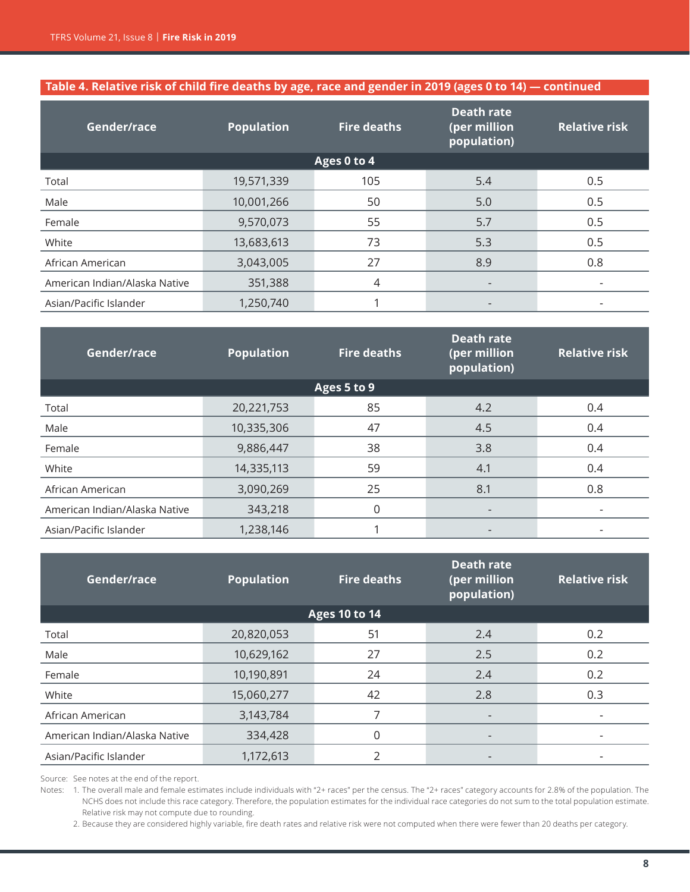**Table 4. Relative risk of child fire deaths by age, race and gender in 2019 (ages 0 to 14) — continued**

| Gender/race | Population | Fire deaths | Death rate (per million population) | Relative risk |
|---|---|---|---|---|
| **Ages 0 to 4** | | | | |
| Total | 19,571,339 | 105 | 5.4 | 0.5 |
| Male | 10,001,266 | 50 | 5.0 | 0.5 |
| Female | 9,570,073 | 55 | 5.7 | 0.5 |
| White | 13,683,613 | 73 | 5.3 | 0.5 |
| African American | 3,043,005 | 27 | 8.9 | 0.8 |
| American Indian/Alaska Native | 351,388 | 4 | - | - |
| Asian/Pacific Islander | 1,250,740 | 1 | - | - |

| Gender/race | Population | Fire deaths | Death rate (per million population) | Relative risk |
|---|---|---|---|---|
| **Ages 5 to 9** | | | | |
| Total | 20,221,753 | 85 | 4.2 | 0.4 |
| Male | 10,335,306 | 47 | 4.5 | 0.4 |
| Female | 9,886,447 | 38 | 3.8 | 0.4 |
| White | 14,335,113 | 59 | 4.1 | 0.4 |
| African American | 3,090,269 | 25 | 8.1 | 0.8 |
| American Indian/Alaska Native | 343,218 | 0 | - | - |
| Asian/Pacific Islander | 1,238,146 | 1 | - | - |

| Gender/race | Population | Fire deaths | Death rate (per million population) | Relative risk |
|---|---|---|---|---|
| **Ages 10 to 14** | | | | |
| Total | 20,820,053 | 51 | 2.4 | 0.2 |
| Male | 10,629,162 | 27 | 2.5 | 0.2 |
| Female | 10,190,891 | 24 | 2.4 | 0.2 |
| White | 15,060,277 | 42 | 2.8 | 0.3 |
| African American | 3,143,784 | 7 | - | - |
| American Indian/Alaska Native | 334,428 | 0 | - | - |
| Asian/Pacific Islander | 1,172,613 | 2 | - | - |

Source: See notes at the end of the report.

Notes:
1. The overall male and female estimates include individuals with "2+ races" per the census. The "2+ races" category accounts for 2.8% of the population. The NCHS does not include this race category. Therefore, the population estimates for the individual race categories do not sum to the total population estimate. Relative risk may not compute due to rounding.
2. Because they are considered highly variable, fire death rates and relative risk were not computed when there were fewer than 20 deaths per category.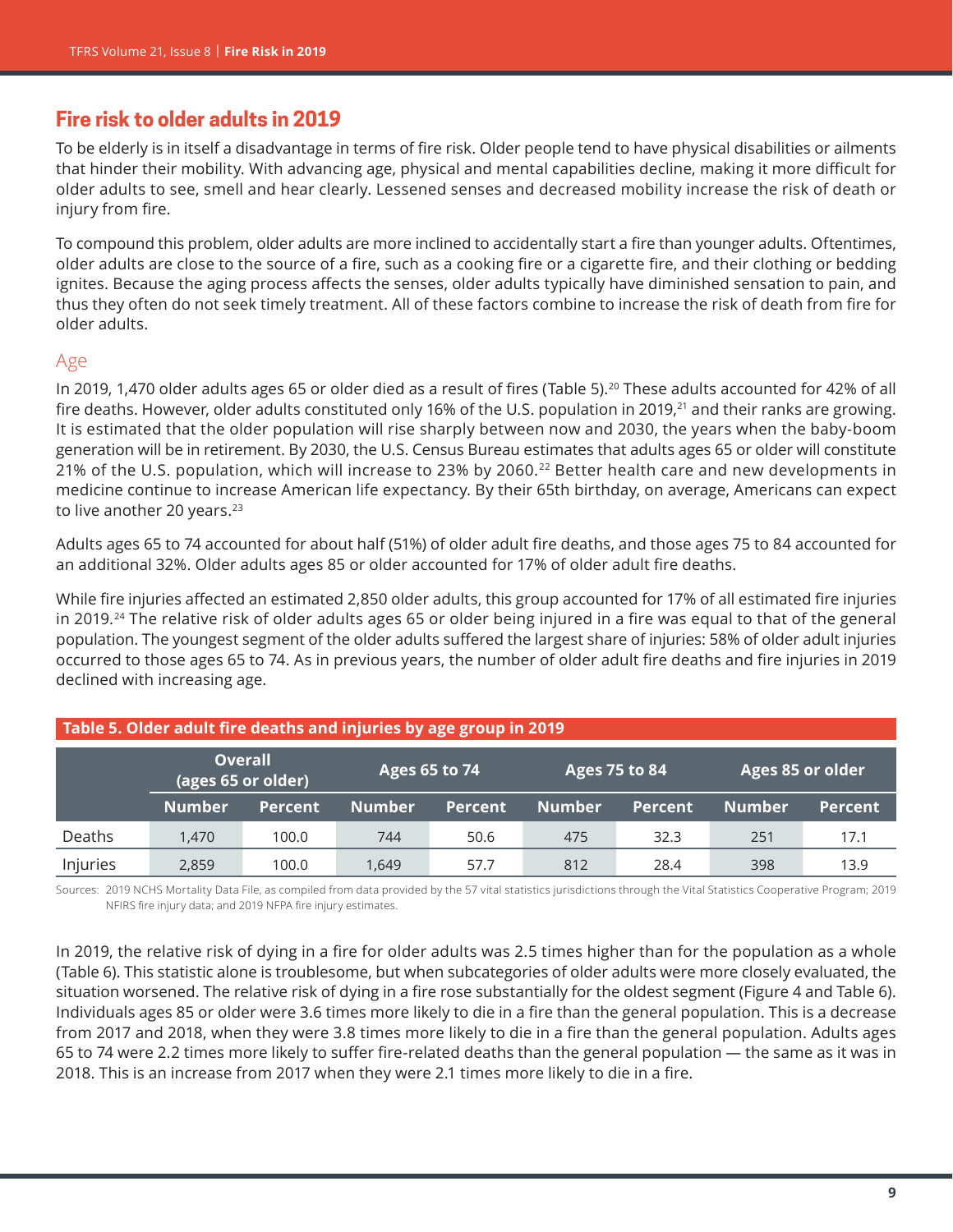## Fire risk to older adults in 2019

To be elderly is in itself a disadvantage in terms of fire risk. Older people tend to have physical disabilities or ailments that hinder their mobility. With advancing age, physical and mental capabilities decline, making it more difficult for older adults to see, smell and hear clearly. Lessened senses and decreased mobility increase the risk of death or injury from fire.

To compound this problem, older adults are more inclined to accidentally start a fire than younger adults. Oftentimes, older adults are close to the source of a fire, such as a cooking fire or a cigarette fire, and their clothing or bedding ignites. Because the aging process affects the senses, older adults typically have diminished sensation to pain, and thus they often do not seek timely treatment. All of these factors combine to increase the risk of death from fire for older adults.

### Age

In 2019, 1,470 older adults ages 65 or older died as a result of fires (Table 5).[20] These adults accounted for 42% of all fire deaths. However, older adults constituted only 16% of the U.S. population in 2019,[21] and their ranks are growing. It is estimated that the older population will rise sharply between now and 2030, the years when the baby-boom generation will be in retirement. By 2030, the U.S. Census Bureau estimates that adults ages 65 or older will constitute 21% of the U.S. population, which will increase to 23% by 2060.[22] Better health care and new developments in medicine continue to increase American life expectancy. By their 65th birthday, on average, Americans can expect to live another 20 years.[23]

Adults ages 65 to 74 accounted for about half (51%) of older adult fire deaths, and those ages 75 to 84 accounted for an additional 32%. Older adults ages 85 or older accounted for 17% of older adult fire deaths.

While fire injuries affected an estimated 2,850 older adults, this group accounted for 17% of all estimated fire injuries in 2019.[24] The relative risk of older adults ages 65 or older being injured in a fire was equal to that of the general population. The youngest segment of the older adults suffered the largest share of injuries: 58% of older adult injuries occurred to those ages 65 to 74. As in previous years, the number of older adult fire deaths and fire injuries in 2019 declined with increasing age.

**Table 5. Older adult fire deaths and injuries by age group in 2019**

| | Overall (ages 65 or older) | | Ages 65 to 74 | | Ages 75 to 84 | | Ages 85 or older | |
|---|---|---|---|---|---|---|---|---|
| | Number | Percent | Number | Percent | Number | Percent | Number | Percent |
| Deaths | 1,470 | 100.0 | 744 | 50.6 | 475 | 32.3 | 251 | 17.1 |
| Injuries | 2,859 | 100.0 | 1,649 | 57.7 | 812 | 28.4 | 398 | 13.9 |

Sources: 2019 NCHS Mortality Data File, as compiled from data provided by the 57 vital statistics jurisdictions through the Vital Statistics Cooperative Program; 2019 NFIRS fire injury data; and 2019 NFPA fire injury estimates.

In 2019, the relative risk of dying in a fire for older adults was 2.5 times higher than for the population as a whole (Table 6). This statistic alone is troublesome, but when subcategories of older adults were more closely evaluated, the situation worsened. The relative risk of dying in a fire rose substantially for the oldest segment (Figure 4 and Table 6). Individuals ages 85 or older were 3.6 times more likely to die in a fire than the general population. This is a decrease from 2017 and 2018, when they were 3.8 times more likely to die in a fire than the general population. Adults ages 65 to 74 were 2.2 times more likely to suffer fire-related deaths than the general population — the same as it was in 2018. This is an increase from 2017 when they were 2.1 times more likely to die in a fire.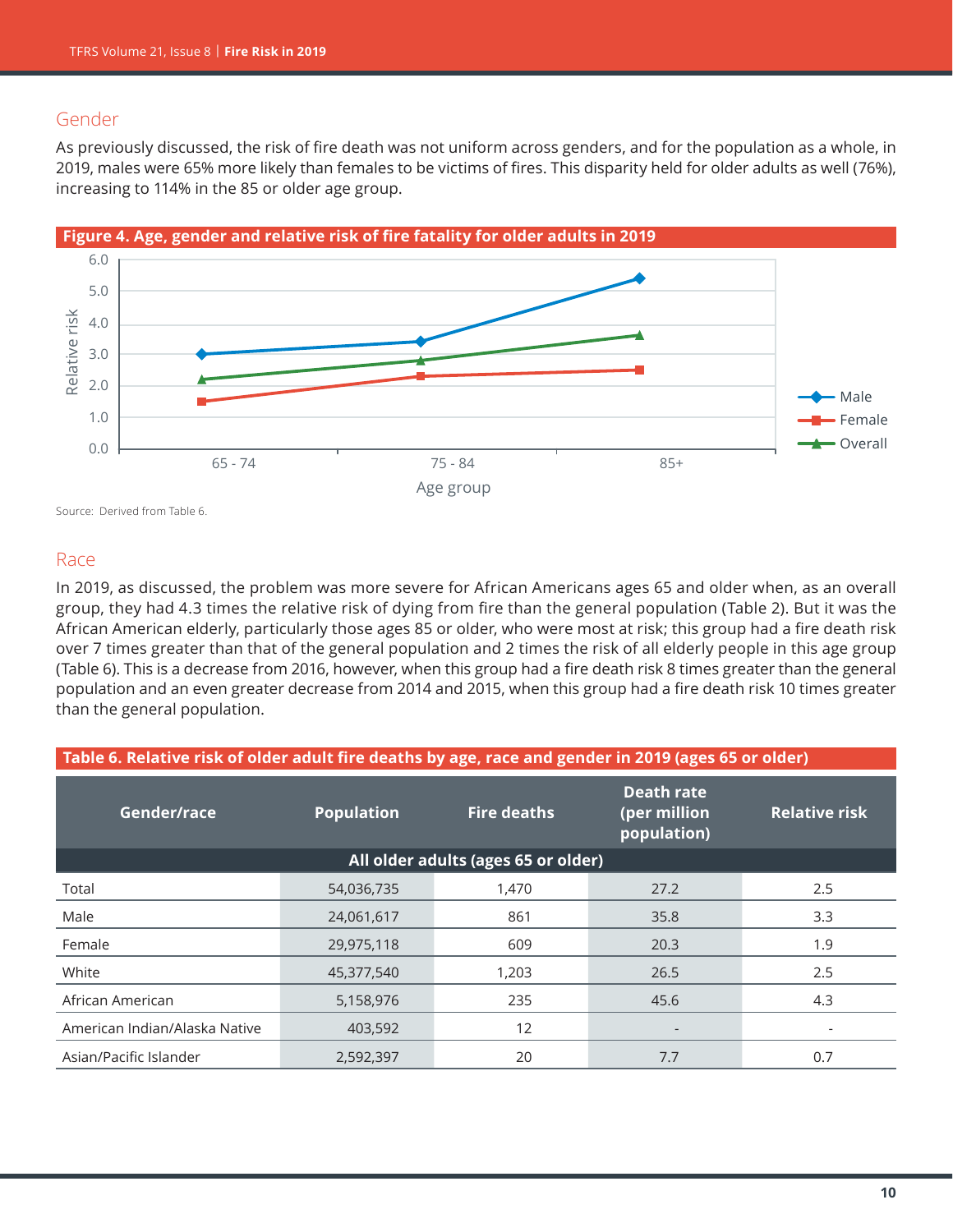## Gender

As previously discussed, the risk of fire death was not uniform across genders, and for the population as a whole, in 2019, males were 65% more likely than females to be victims of fires. This disparity held for older adults as well (76%), increasing to 114% in the 85 or older age group.

**Figure 4. Age, gender and relative risk of fire fatality for older adults in 2019**

Relative risk

6.0
5.0
4.0
3.0
2.0
1.0
0.0

65 - 74
75 - 84
85+

Age group

Male
Female
Overall

Source: Derived from Table 6.

## Race

In 2019, as discussed, the problem was more severe for African Americans ages 65 and older when, as an overall group, they had 4.3 times the relative risk of dying from fire than the general population (Table 2). But it was the African American elderly, particularly those ages 85 or older, who were most at risk; this group had a fire death risk over 7 times greater than that of the general population and 2 times the risk of all elderly people in this age group (Table 6). This is a decrease from 2016, however, when this group had a fire death risk 8 times greater than the general population and an even greater decrease from 2014 and 2015, when this group had a fire death risk 10 times greater than the general population.

**Table 6. Relative risk of older adult fire deaths by age, race and gender in 2019 (ages 65 or older)**

| Gender/race | Population | Fire deaths | Death rate (per million population) | Relative risk |
|---|---|---|---|---|
| **All older adults (ages 65 or older)** | | | | |
| Total | 54,036,735 | 1,470 | 27.2 | 2.5 |
| Male | 24,061,617 | 861 | 35.8 | 3.3 |
| Female | 29,975,118 | 609 | 20.3 | 1.9 |
| White | 45,377,540 | 1,203 | 26.5 | 2.5 |
| African American | 5,158,976 | 235 | 45.6 | 4.3 |
| American Indian/Alaska Native | 403,592 | 12 | - | - |
| Asian/Pacific Islander | 2,592,397 | 20 | 7.7 | 0.7 |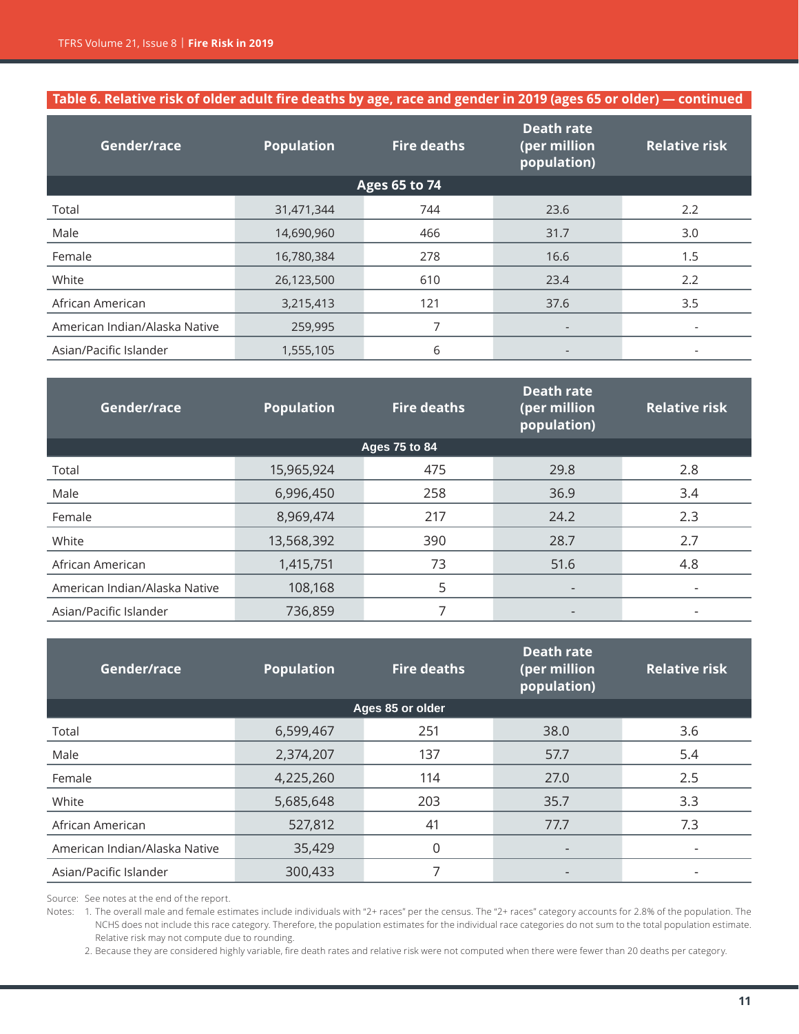## Table 6. Relative risk of older adult fire deaths by age, race and gender in 2019 (ages 65 or older) — continued

| Gender/race | Population | Fire deaths | Death rate (per million population) | Relative risk |
|---|---|---|---|---|
| **Ages 65 to 74** | | | | |
| Total | 31,471,344 | 744 | 23.6 | 2.2 |
| Male | 14,690,960 | 466 | 31.7 | 3.0 |
| Female | 16,780,384 | 278 | 16.6 | 1.5 |
| White | 26,123,500 | 610 | 23.4 | 2.2 |
| African American | 3,215,413 | 121 | 37.6 | 3.5 |
| American Indian/Alaska Native | 259,995 | 7 | - | - |
| Asian/Pacific Islander | 1,555,105 | 6 | - | - |

| Gender/race | Population | Fire deaths | Death rate (per million population) | Relative risk |
|---|---|---|---|---|
| **Ages 75 to 84** | | | | |
| Total | 15,965,924 | 475 | 29.8 | 2.8 |
| Male | 6,996,450 | 258 | 36.9 | 3.4 |
| Female | 8,969,474 | 217 | 24.2 | 2.3 |
| White | 13,568,392 | 390 | 28.7 | 2.7 |
| African American | 1,415,751 | 73 | 51.6 | 4.8 |
| American Indian/Alaska Native | 108,168 | 5 | - | - |
| Asian/Pacific Islander | 736,859 | 7 | - | - |

| Gender/race | Population | Fire deaths | Death rate (per million population) | Relative risk |
|---|---|---|---|---|
| **Ages 85 or older** | | | | |
| Total | 6,599,467 | 251 | 38.0 | 3.6 |
| Male | 2,374,207 | 137 | 57.7 | 5.4 |
| Female | 4,225,260 | 114 | 27.0 | 2.5 |
| White | 5,685,648 | 203 | 35.7 | 3.3 |
| African American | 527,812 | 41 | 77.7 | 7.3 |
| American Indian/Alaska Native | 35,429 | 0 | - | - |
| Asian/Pacific Islander | 300,433 | 7 | - | - |

Source: See notes at the end of the report.

Notes:
1. The overall male and female estimates include individuals with "2+ races" per the census. The "2+ races" category accounts for 2.8% of the population. The NCHS does not include this race category. Therefore, the population estimates for the individual race categories do not sum to the total population estimate. Relative risk may not compute due to rounding.
2. Because they are considered highly variable, fire death rates and relative risk were not computed when there were fewer than 20 deaths per category.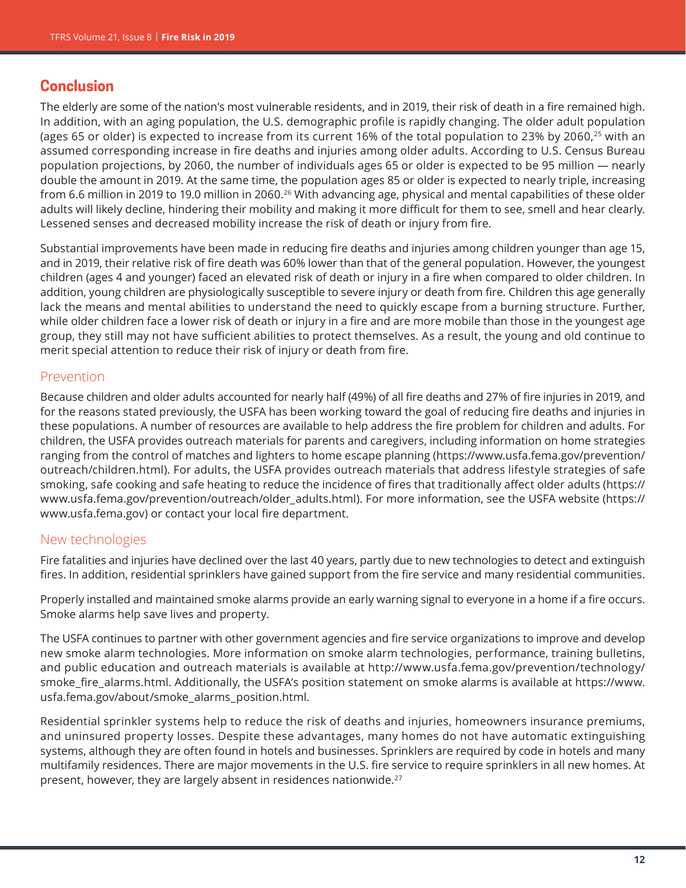## Conclusion

The elderly are some of the nation's most vulnerable residents, and in 2019, their risk of death in a fire remained high. In addition, with an aging population, the U.S. demographic profile is rapidly changing. The older adult population (ages 65 or older) is expected to increase from its current 16% of the total population to 23% by 2060,[25] with an assumed corresponding increase in fire deaths and injuries among older adults. According to U.S. Census Bureau population projections, by 2060, the number of individuals ages 65 or older is expected to be 95 million — nearly double the amount in 2019. At the same time, the population ages 85 or older is expected to nearly triple, increasing from 6.6 million in 2019 to 19.0 million in 2060.[26] With advancing age, physical and mental capabilities of these older adults will likely decline, hindering their mobility and making it more difficult for them to see, smell and hear clearly. Lessened senses and decreased mobility increase the risk of death or injury from fire.

Substantial improvements have been made in reducing fire deaths and injuries among children younger than age 15, and in 2019, their relative risk of fire death was 60% lower than that of the general population. However, the youngest children (ages 4 and younger) faced an elevated risk of death or injury in a fire when compared to older children. In addition, young children are physiologically susceptible to severe injury or death from fire. Children this age generally lack the means and mental abilities to understand the need to quickly escape from a burning structure. Further, while older children face a lower risk of death or injury in a fire and are more mobile than those in the youngest age group, they still may not have sufficient abilities to protect themselves. As a result, the young and old continue to merit special attention to reduce their risk of injury or death from fire.

### Prevention

Because children and older adults accounted for nearly half (49%) of all fire deaths and 27% of fire injuries in 2019, and for the reasons stated previously, the USFA has been working toward the goal of reducing fire deaths and injuries in these populations. A number of resources are available to help address the fire problem for children and adults. For children, the USFA provides outreach materials for parents and caregivers, including information on home strategies ranging from the control of matches and lighters to home escape planning (https://www.usfa.fema.gov/prevention/outreach/children.html). For adults, the USFA provides outreach materials that address lifestyle strategies of safe smoking, safe cooking and safe heating to reduce the incidence of fires that traditionally affect older adults (https://www.usfa.fema.gov/prevention/outreach/older_adults.html). For more information, see the USFA website (https://www.usfa.fema.gov) or contact your local fire department.

### New technologies

Fire fatalities and injuries have declined over the last 40 years, partly due to new technologies to detect and extinguish fires. In addition, residential sprinklers have gained support from the fire service and many residential communities.

Properly installed and maintained smoke alarms provide an early warning signal to everyone in a home if a fire occurs. Smoke alarms help save lives and property.

The USFA continues to partner with other government agencies and fire service organizations to improve and develop new smoke alarm technologies. More information on smoke alarm technologies, performance, training bulletins, and public education and outreach materials is available at http://www.usfa.fema.gov/prevention/technology/smoke_fire_alarms.html. Additionally, the USFA's position statement on smoke alarms is available at https://www.usfa.fema.gov/about/smoke_alarms_position.html.

Residential sprinkler systems help to reduce the risk of deaths and injuries, homeowners insurance premiums, and uninsured property losses. Despite these advantages, many homes do not have automatic extinguishing systems, although they are often found in hotels and businesses. Sprinklers are required by code in hotels and many multifamily residences. There are major movements in the U.S. fire service to require sprinklers in all new homes. At present, however, they are largely absent in residences nationwide.[27]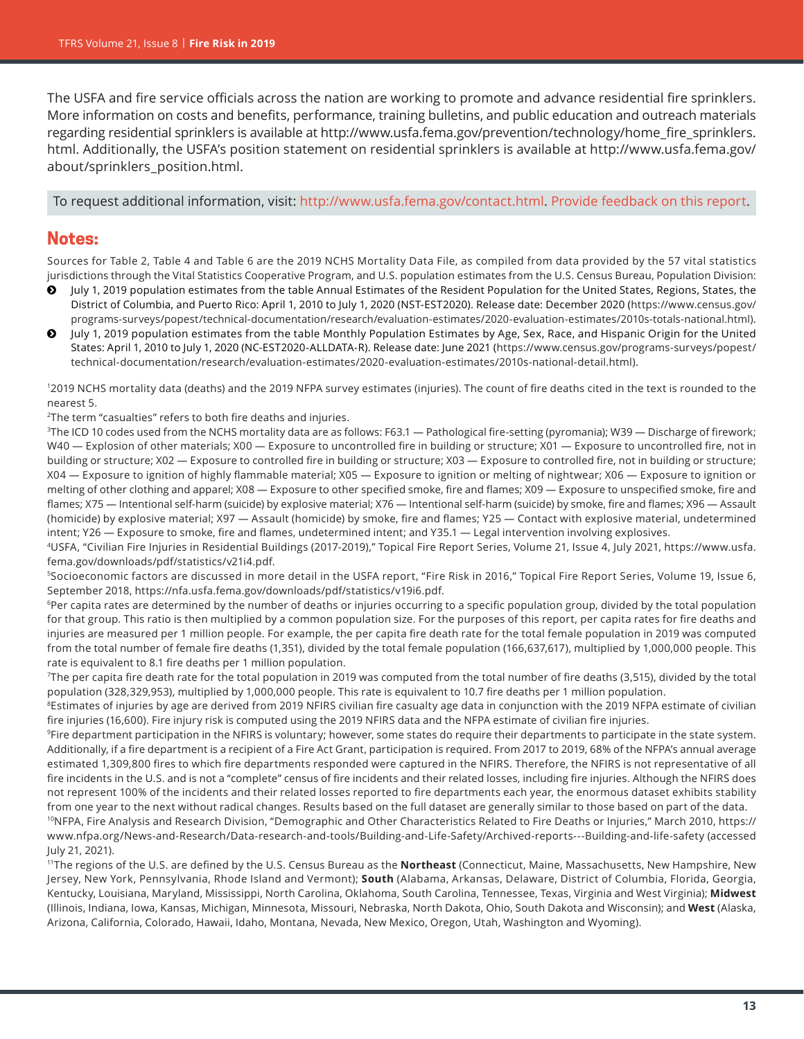The USFA and fire service officials across the nation are working to promote and advance residential fire sprinklers. More information on costs and benefits, performance, training bulletins, and public education and outreach materials regarding residential sprinklers is available at http://www.usfa.fema.gov/prevention/technology/home_fire_sprinklers.html. Additionally, the USFA's position statement on residential sprinklers is available at http://www.usfa.fema.gov/about/sprinklers_position.html.

To request additional information, visit: http://www.usfa.fema.gov/contact.html. Provide feedback on this report.

## Notes:

Sources for Table 2, Table 4 and Table 6 are the 2019 NCHS Mortality Data File, as compiled from data provided by the 57 vital statistics jurisdictions through the Vital Statistics Cooperative Program, and U.S. population estimates from the U.S. Census Bureau, Population Division:

- July 1, 2019 population estimates from the table Annual Estimates of the Resident Population for the United States, Regions, States, the District of Columbia, and Puerto Rico: April 1, 2010 to July 1, 2020 (NST-EST2020). Release date: December 2020 (https://www.census.gov/programs-surveys/popest/technical-documentation/research/evaluation-estimates/2020-evaluation-estimates/2010s-totals-national.html).
- July 1, 2019 population estimates from the table Monthly Population Estimates by Age, Sex, Race, and Hispanic Origin for the United States: April 1, 2010 to July 1, 2020 (NC-EST2020-ALLDATA-R). Release date: June 2021 (https://www.census.gov/programs-surveys/popest/technical-documentation/research/evaluation-estimates/2020-evaluation-estimates/2010s-national-detail.html).

[1]2019 NCHS mortality data (deaths) and the 2019 NFPA survey estimates (injuries). The count of fire deaths cited in the text is rounded to the nearest 5.

[2]The term "casualties" refers to both fire deaths and injuries.

[3]The ICD 10 codes used from the NCHS mortality data are as follows: F63.1 — Pathological fire-setting (pyromania); W39 — Discharge of firework; W40 — Explosion of other materials; X00 — Exposure to uncontrolled fire in building or structure; X01 — Exposure to uncontrolled fire, not in building or structure; X02 — Exposure to controlled fire in building or structure; X03 — Exposure to controlled fire, not in building or structure; X04 — Exposure to ignition of highly flammable material; X05 — Exposure to ignition or melting of nightwear; X06 — Exposure to ignition or melting of other clothing and apparel; X08 — Exposure to other specified smoke, fire and flames; X09 — Exposure to unspecified smoke, fire and flames; X75 — Intentional self-harm (suicide) by explosive material; X76 — Intentional self-harm (suicide) by smoke, fire and flames; X96 — Assault (homicide) by explosive material; X97 — Assault (homicide) by smoke, fire and flames; Y25 — Contact with explosive material, undetermined intent; Y26 — Exposure to smoke, fire and flames, undetermined intent; and Y35.1 — Legal intervention involving explosives.

[4]USFA, "Civilian Fire Injuries in Residential Buildings (2017-2019)," Topical Fire Report Series, Volume 21, Issue 4, July 2021, https://www.usfa.fema.gov/downloads/pdf/statistics/v21i4.pdf.

[5]Socioeconomic factors are discussed in more detail in the USFA report, "Fire Risk in 2016," Topical Fire Report Series, Volume 19, Issue 6, September 2018, https://nfa.usfa.fema.gov/downloads/pdf/statistics/v19i6.pdf.

[6]Per capita rates are determined by the number of deaths or injuries occurring to a specific population group, divided by the total population for that group. This ratio is then multiplied by a common population size. For the purposes of this report, per capita rates for fire deaths and injuries are measured per 1 million people. For example, the per capita fire death rate for the total female population in 2019 was computed from the total number of female fire deaths (1,351), divided by the total female population (166,637,617), multiplied by 1,000,000 people. This rate is equivalent to 8.1 fire deaths per 1 million population.

[7]The per capita fire death rate for the total population in 2019 was computed from the total number of fire deaths (3,515), divided by the total population (328,329,953), multiplied by 1,000,000 people. This rate is equivalent to 10.7 fire deaths per 1 million population.

[8]Estimates of injuries by age are derived from 2019 NFIRS civilian fire casualty age data in conjunction with the 2019 NFPA estimate of civilian fire injuries (16,600). Fire injury risk is computed using the 2019 NFIRS data and the NFPA estimate of civilian fire injuries.

[9]Fire department participation in the NFIRS is voluntary; however, some states do require their departments to participate in the state system. Additionally, if a fire department is a recipient of a Fire Act Grant, participation is required. From 2017 to 2019, 68% of the NFPA's annual average estimated 1,309,800 fires to which fire departments responded were captured in the NFIRS. Therefore, the NFIRS is not representative of all fire incidents in the U.S. and is not a "complete" census of fire incidents and their related losses, including fire injuries. Although the NFIRS does not represent 100% of the incidents and their related losses reported to fire departments each year, the enormous dataset exhibits stability from one year to the next without radical changes. Results based on the full dataset are generally similar to those based on part of the data.

[10]NFPA, Fire Analysis and Research Division, "Demographic and Other Characteristics Related to Fire Deaths or Injuries," March 2010, https://www.nfpa.org/News-and-Research/Data-research-and-tools/Building-and-Life-Safety/Archived-reports---Building-and-life-safety (accessed July 21, 2021).

[11]The regions of the U.S. are defined by the U.S. Census Bureau as the **Northeast** (Connecticut, Maine, Massachusetts, New Hampshire, New Jersey, New York, Pennsylvania, Rhode Island and Vermont); **South** (Alabama, Arkansas, Delaware, District of Columbia, Florida, Georgia, Kentucky, Louisiana, Maryland, Mississippi, North Carolina, Oklahoma, South Carolina, Tennessee, Texas, Virginia and West Virginia); **Midwest** (Illinois, Indiana, Iowa, Kansas, Michigan, Minnesota, Missouri, Nebraska, North Dakota, Ohio, South Dakota and Wisconsin); and **West** (Alaska, Arizona, California, Colorado, Hawaii, Idaho, Montana, Nevada, New Mexico, Oregon, Utah, Washington and Wyoming).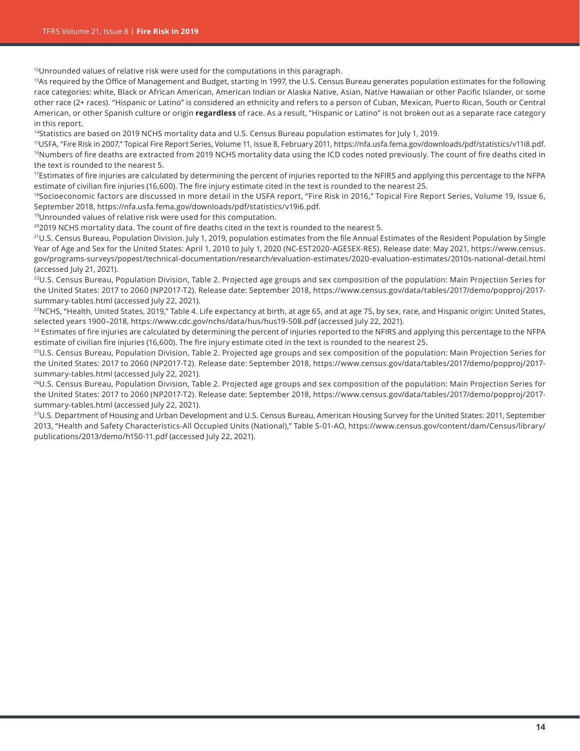[12]Unrounded values of relative risk were used for the computations in this paragraph.

[13]As required by the Office of Management and Budget, starting in 1997, the U.S. Census Bureau generates population estimates for the following race categories: white, Black or African American, American Indian or Alaska Native, Asian, Native Hawaiian or other Pacific Islander, or some other race (2+ races). "Hispanic or Latino" is considered an ethnicity and refers to a person of Cuban, Mexican, Puerto Rican, South or Central American, or other Spanish culture or origin **regardless** of race. As a result, "Hispanic or Latino" is not broken out as a separate race category in this report.

[14]Statistics are based on 2019 NCHS mortality data and U.S. Census Bureau population estimates for July 1, 2019.

[15]USFA, "Fire Risk in 2007," Topical Fire Report Series, Volume 11, Issue 8, February 2011, https://nfa.usfa.fema.gov/downloads/pdf/statistics/v11i8.pdf.

[16]Numbers of fire deaths are extracted from 2019 NCHS mortality data using the ICD codes noted previously. The count of fire deaths cited in the text is rounded to the nearest 5.

[17]Estimates of fire injuries are calculated by determining the percent of injuries reported to the NFIRS and applying this percentage to the NFPA estimate of civilian fire injuries (16,600). The fire injury estimate cited in the text is rounded to the nearest 25.

[18]Socioeconomic factors are discussed in more detail in the USFA report, "Fire Risk in 2016," Topical Fire Report Series, Volume 19, Issue 6, September 2018, https://nfa.usfa.fema.gov/downloads/pdf/statistics/v19i6.pdf.

[19]Unrounded values of relative risk were used for this computation.

[20]2019 NCHS mortality data. The count of fire deaths cited in the text is rounded to the nearest 5.

[21]U.S. Census Bureau, Population Division. July 1, 2019, population estimates from the file Annual Estimates of the Resident Population by Single Year of Age and Sex for the United States: April 1, 2010 to July 1, 2020 (NC-EST2020-AGESEX-RES). Release date: May 2021, https://www.census.gov/programs-surveys/popest/technical-documentation/research/evaluation-estimates/2020-evaluation-estimates/2010s-national-detail.html (accessed July 21, 2021).

[22]U.S. Census Bureau, Population Division, Table 2. Projected age groups and sex composition of the population: Main Projection Series for the United States: 2017 to 2060 (NP2017-T2). Release date: September 2018, https://www.census.gov/data/tables/2017/demo/popproj/2017-summary-tables.html (accessed July 22, 2021).

[23]NCHS, "Health, United States, 2019," Table 4. Life expectancy at birth, at age 65, and at age 75, by sex, race, and Hispanic origin: United States, selected years 1900–2018, https://www.cdc.gov/nchs/data/hus/hus19-508.pdf (accessed July 22, 2021).

[24] Estimates of fire injuries are calculated by determining the percent of injuries reported to the NFIRS and applying this percentage to the NFPA estimate of civilian fire injuries (16,600). The fire injury estimate cited in the text is rounded to the nearest 25.

[25]U.S. Census Bureau, Population Division, Table 2. Projected age groups and sex composition of the population: Main Projection Series for the United States: 2017 to 2060 (NP2017-T2). Release date: September 2018, https://www.census.gov/data/tables/2017/demo/popproj/2017-summary-tables.html (accessed July 22, 2021).

[26]U.S. Census Bureau, Population Division, Table 2. Projected age groups and sex composition of the population: Main Projection Series for the United States: 2017 to 2060 (NP2017-T2). Release date: September 2018, https://www.census.gov/data/tables/2017/demo/popproj/2017-summary-tables.html (accessed July 22, 2021).

[27]U.S. Department of Housing and Urban Development and U.S. Census Bureau, American Housing Survey for the United States: 2011, September 2013, "Health and Safety Characteristics-All Occupied Units (National)," Table S-01-AO, https://www.census.gov/content/dam/Census/library/publications/2013/demo/h150-11.pdf (accessed July 22, 2021).